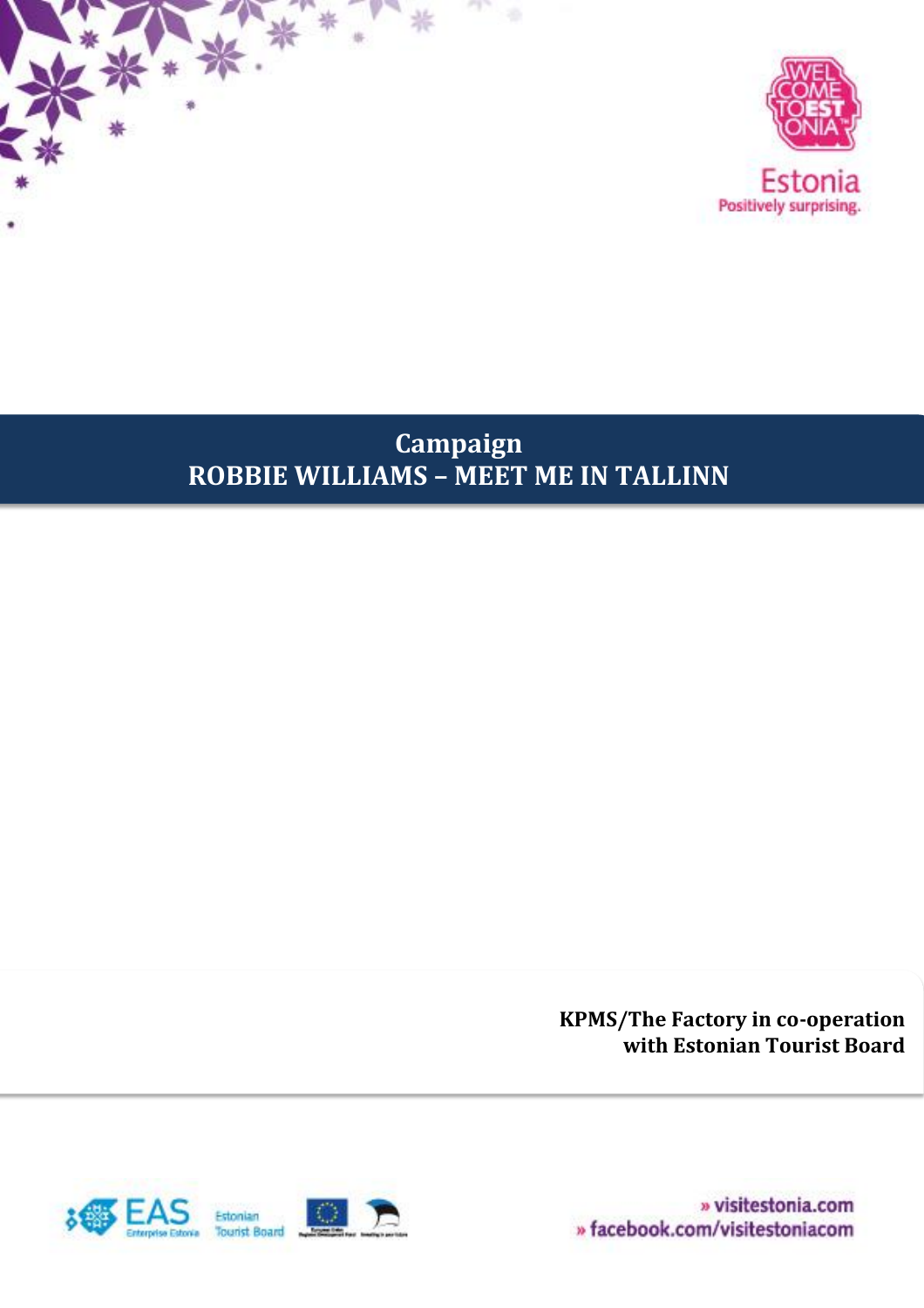# Campaign
# ROBBIE WILLIAMS – MEET ME IN TALLINN

**KPMS/The Factory in co-operation with Estonian Tourist Board**

» visitestonia.com
» facebook.com/visitestoniacom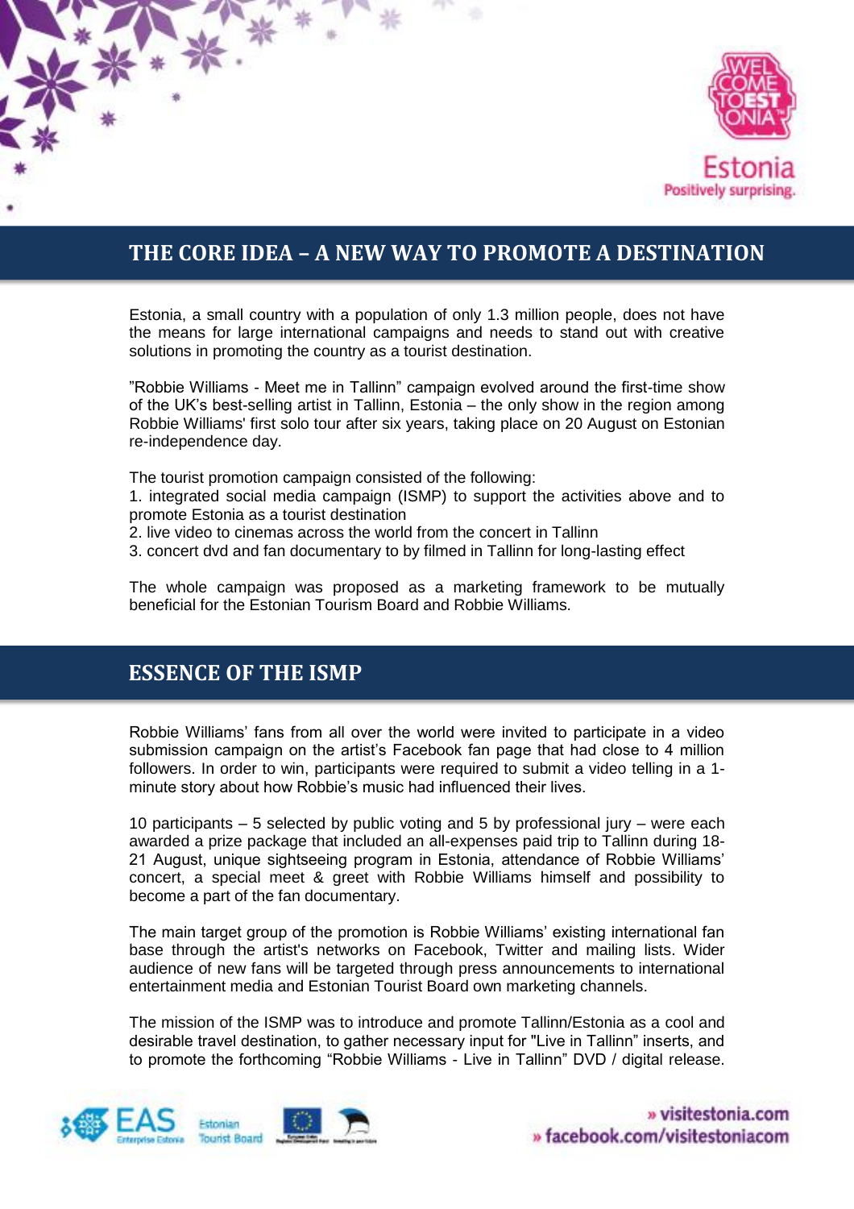## THE CORE IDEA – A NEW WAY TO PROMOTE A DESTINATION

Estonia, a small country with a population of only 1.3 million people, does not have the means for large international campaigns and needs to stand out with creative solutions in promoting the country as a tourist destination.

”Robbie Williams - Meet me in Tallinn” campaign evolved around the first-time show of the UK’s best-selling artist in Tallinn, Estonia – the only show in the region among Robbie Williams' first solo tour after six years, taking place on 20 August on Estonian re-independence day.

The tourist promotion campaign consisted of the following:
1. integrated social media campaign (ISMP) to support the activities above and to promote Estonia as a tourist destination
2. live video to cinemas across the world from the concert in Tallinn
3. concert dvd and fan documentary to by filmed in Tallinn for long-lasting effect

The whole campaign was proposed as a marketing framework to be mutually beneficial for the Estonian Tourism Board and Robbie Williams.

## ESSENCE OF THE ISMP

Robbie Williams’ fans from all over the world were invited to participate in a video submission campaign on the artist’s Facebook fan page that had close to 4 million followers. In order to win, participants were required to submit a video telling in a 1-minute story about how Robbie’s music had influenced their lives.

10 participants – 5 selected by public voting and 5 by professional jury – were each awarded a prize package that included an all-expenses paid trip to Tallinn during 18-21 August, unique sightseeing program in Estonia, attendance of Robbie Williams’ concert, a special meet & greet with Robbie Williams himself and possibility to become a part of the fan documentary.

The main target group of the promotion is Robbie Williams’ existing international fan base through the artist's networks on Facebook, Twitter and mailing lists. Wider audience of new fans will be targeted through press announcements to international entertainment media and Estonian Tourist Board own marketing channels.

The mission of the ISMP was to introduce and promote Tallinn/Estonia as a cool and desirable travel destination, to gather necessary input for "Live in Tallinn” inserts, and to promote the forthcoming “Robbie Williams - Live in Tallinn” DVD / digital release.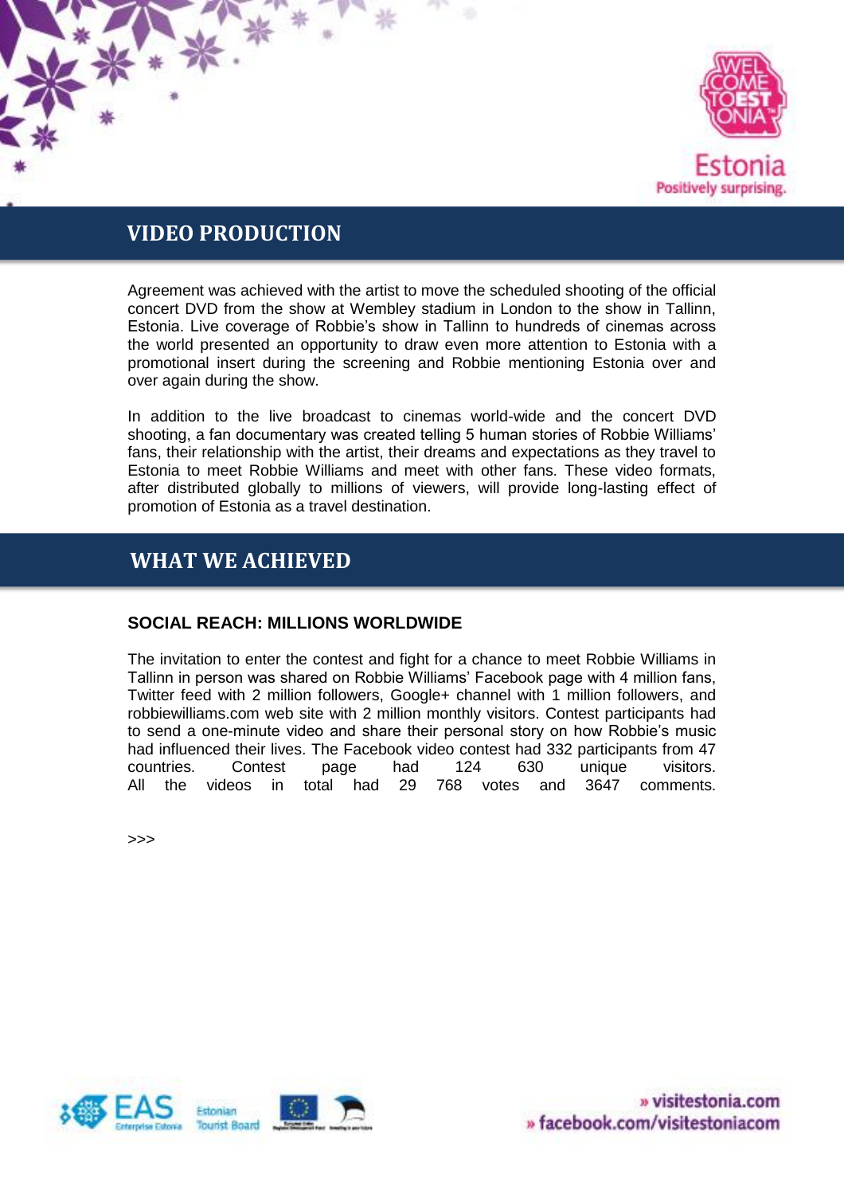## VIDEO PRODUCTION

Agreement was achieved with the artist to move the scheduled shooting of the official concert DVD from the show at Wembley stadium in London to the show in Tallinn, Estonia. Live coverage of Robbie's show in Tallinn to hundreds of cinemas across the world presented an opportunity to draw even more attention to Estonia with a promotional insert during the screening and Robbie mentioning Estonia over and over again during the show.

In addition to the live broadcast to cinemas world-wide and the concert DVD shooting, a fan documentary was created telling 5 human stories of Robbie Williams' fans, their relationship with the artist, their dreams and expectations as they travel to Estonia to meet Robbie Williams and meet with other fans. These video formats, after distributed globally to millions of viewers, will provide long-lasting effect of promotion of Estonia as a travel destination.

## WHAT WE ACHIEVED

### SOCIAL REACH: MILLIONS WORLDWIDE

The invitation to enter the contest and fight for a chance to meet Robbie Williams in Tallinn in person was shared on Robbie Williams' Facebook page with 4 million fans, Twitter feed with 2 million followers, Google+ channel with 1 million followers, and robbiewilliams.com web site with 2 million monthly visitors. Contest participants had to send a one-minute video and share their personal story on how Robbie's music had influenced their lives. The Facebook video contest had 332 participants from 47 countries. Contest page had 124 630 unique visitors. All the videos in total had 29 768 votes and 3647 comments.

>>>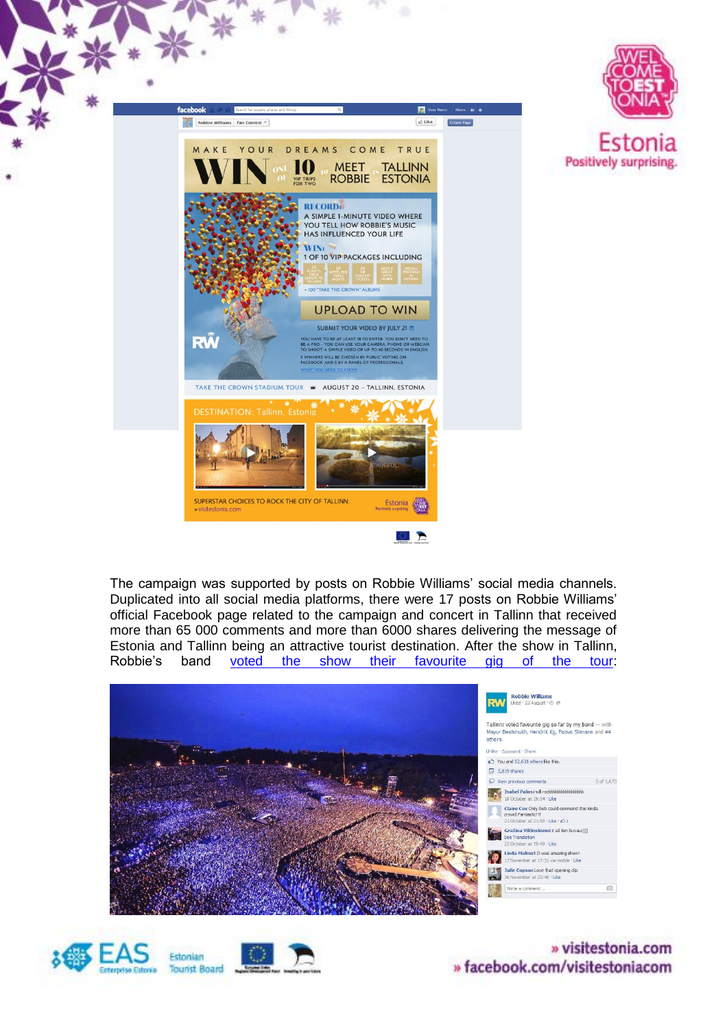The campaign was supported by posts on Robbie Williams' social media channels. Duplicated into all social media platforms, there were 17 posts on Robbie Williams' official Facebook page related to the campaign and concert in Tallinn that received more than 65 000 comments and more than 6000 shares delivering the message of Estonia and Tallinn being an attractive tourist destination. After the show in Tallinn, Robbie's band voted the show their favourite gig of the tour:

» visitestonia.com
» facebook.com/visitestoniacom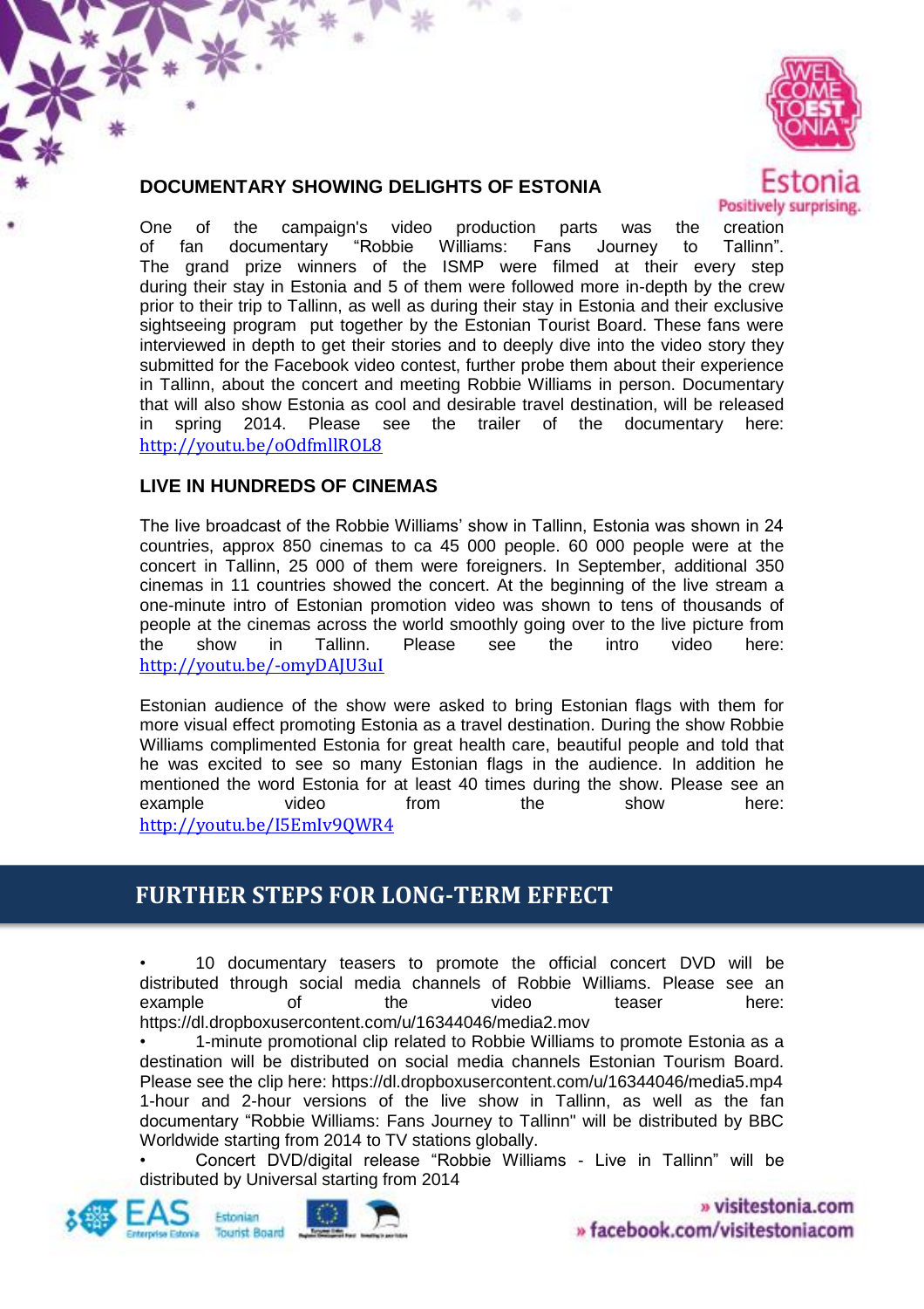## DOCUMENTARY SHOWING DELIGHTS OF ESTONIA

One of the campaign's video production parts was the creation of fan documentary "Robbie Williams: Fans Journey to Tallinn". The grand prize winners of the ISMP were filmed at their every step during their stay in Estonia and 5 of them were followed more in-depth by the crew prior to their trip to Tallinn, as well as during their stay in Estonia and their exclusive sightseeing program put together by the Estonian Tourist Board. These fans were interviewed in depth to get their stories and to deeply dive into the video story they submitted for the Facebook video contest, further probe them about their experience in Tallinn, about the concert and meeting Robbie Williams in person. Documentary that will also show Estonia as cool and desirable travel destination, will be released in spring 2014. Please see the trailer of the documentary here: http://youtu.be/oOdfmllROL8

## LIVE IN HUNDREDS OF CINEMAS

The live broadcast of the Robbie Williams' show in Tallinn, Estonia was shown in 24 countries, approx 850 cinemas to ca 45 000 people. 60 000 people were at the concert in Tallinn, 25 000 of them were foreigners. In September, additional 350 cinemas in 11 countries showed the concert. At the beginning of the live stream a one-minute intro of Estonian promotion video was shown to tens of thousands of people at the cinemas across the world smoothly going over to the live picture from the show in Tallinn. Please see the intro video here: http://youtu.be/-omyDAJU3uI

Estonian audience of the show were asked to bring Estonian flags with them for more visual effect promoting Estonia as a travel destination. During the show Robbie Williams complimented Estonia for great health care, beautiful people and told that he was excited to see so many Estonian flags in the audience. In addition he mentioned the word Estonia for at least 40 times during the show. Please see an example video from the show here: http://youtu.be/I5EmIv9QWR4

# FURTHER STEPS FOR LONG-TERM EFFECT

- 10 documentary teasers to promote the official concert DVD will be distributed through social media channels of Robbie Williams. Please see an example of the video teaser here: https://dl.dropboxusercontent.com/u/16344046/media2.mov
- 1-minute promotional clip related to Robbie Williams to promote Estonia as a destination will be distributed on social media channels Estonian Tourism Board. Please see the clip here: https://dl.dropboxusercontent.com/u/16344046/media5.mp4
1-hour and 2-hour versions of the live show in Tallinn, as well as the fan documentary "Robbie Williams: Fans Journey to Tallinn" will be distributed by BBC Worldwide starting from 2014 to TV stations globally.
- Concert DVD/digital release "Robbie Williams - Live in Tallinn" will be distributed by Universal starting from 2014

» visitestonia.com
» facebook.com/visitestoniacom